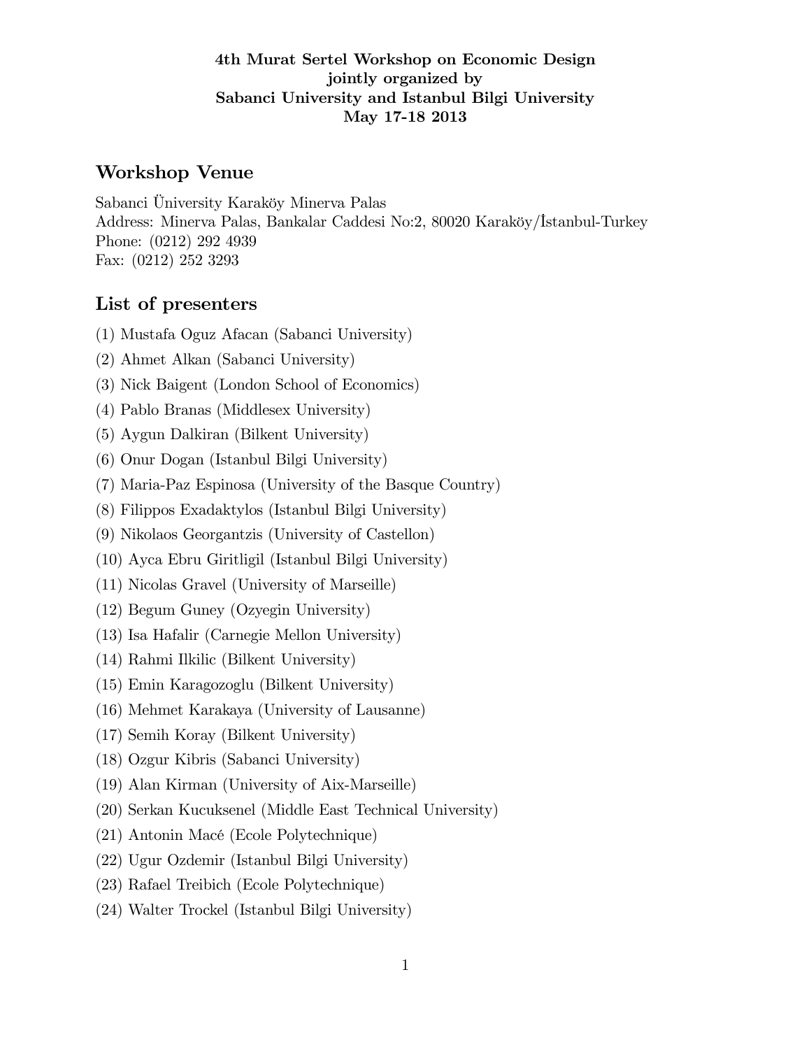**4th Murat Sertel Workshop on Economic Design**
**jointly organized by**
**Sabanci University and Istanbul Bilgi University**
**May 17-18 2013**

## Workshop Venue

Sabanci Üniversity Karaköy Minerva Palas
Address: Minerva Palas, Bankalar Caddesi No:2, 80020 Karaköy/İstanbul-Turkey
Phone: (0212) 292 4939
Fax: (0212) 252 3293

## List of presenters

(1) Mustafa Oguz Afacan (Sabanci University)

(2) Ahmet Alkan (Sabanci University)

(3) Nick Baigent (London School of Economics)

(4) Pablo Branas (Middlesex University)

(5) Aygun Dalkiran (Bilkent University)

(6) Onur Dogan (Istanbul Bilgi University)

(7) Maria-Paz Espinosa (University of the Basque Country)

(8) Filippos Exadaktylos (Istanbul Bilgi University)

(9) Nikolaos Georgantzis (University of Castellon)

(10) Ayca Ebru Giritligil (Istanbul Bilgi University)

(11) Nicolas Gravel (University of Marseille)

(12) Begum Guney (Ozyegin University)

(13) Isa Hafalir (Carnegie Mellon University)

(14) Rahmi Ilkilic (Bilkent University)

(15) Emin Karagozoglu (Bilkent University)

(16) Mehmet Karakaya (University of Lausanne)

(17) Semih Koray (Bilkent University)

(18) Ozgur Kibris (Sabanci University)

(19) Alan Kirman (University of Aix-Marseille)

(20) Serkan Kucuksenel (Middle East Technical University)

(21) Antonin Macé (Ecole Polytechnique)

(22) Ugur Ozdemir (Istanbul Bilgi University)

(23) Rafael Treibich (Ecole Polytechnique)

(24) Walter Trockel (Istanbul Bilgi University)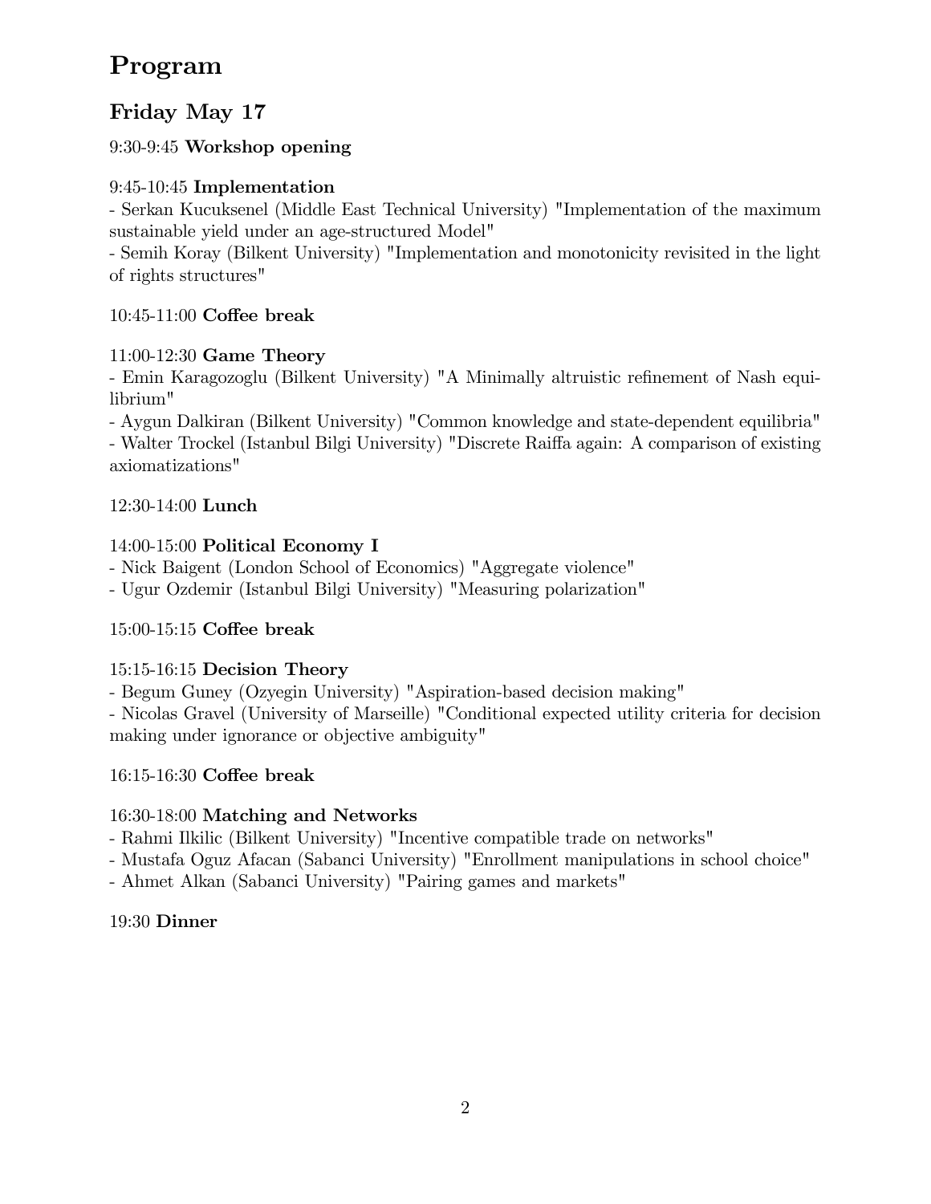# Program

## Friday May 17

9:30-9:45 **Workshop opening**

9:45-10:45 **Implementation**

- Serkan Kucuksenel (Middle East Technical University) "Implementation of the maximum sustainable yield under an age-structured Model"
- Semih Koray (Bilkent University) "Implementation and monotonicity revisited in the light of rights structures"

10:45-11:00 **Coffee break**

11:00-12:30 **Game Theory**

- Emin Karagozoglu (Bilkent University) "A Minimally altruistic refinement of Nash equilibrium"
- Aygun Dalkiran (Bilkent University) "Common knowledge and state-dependent equilibria"
- Walter Trockel (Istanbul Bilgi University) "Discrete Raiffa again: A comparison of existing axiomatizations"

12:30-14:00 **Lunch**

14:00-15:00 **Political Economy I**

- Nick Baigent (London School of Economics) "Aggregate violence"
- Ugur Ozdemir (Istanbul Bilgi University) "Measuring polarization"

15:00-15:15 **Coffee break**

15:15-16:15 **Decision Theory**

- Begum Guney (Ozyegin University) "Aspiration-based decision making"
- Nicolas Gravel (University of Marseille) "Conditional expected utility criteria for decision making under ignorance or objective ambiguity"

16:15-16:30 **Coffee break**

16:30-18:00 **Matching and Networks**

- Rahmi Ilkilic (Bilkent University) "Incentive compatible trade on networks"
- Mustafa Oguz Afacan (Sabanci University) "Enrollment manipulations in school choice"
- Ahmet Alkan (Sabanci University) "Pairing games and markets"

19:30 **Dinner**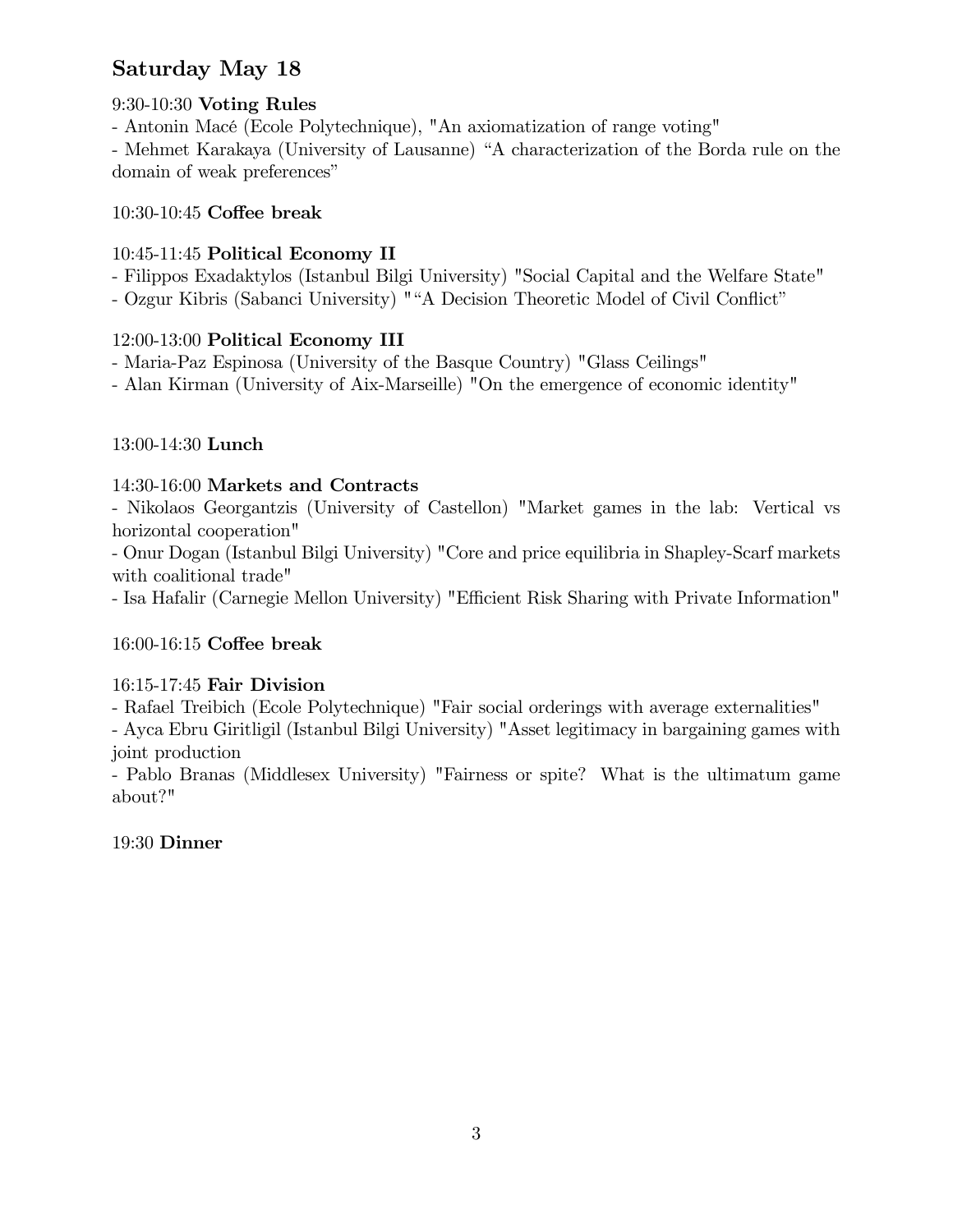## Saturday May 18

9:30-10:30 **Voting Rules**

- Antonin Macé (Ecole Polytechnique), "An axiomatization of range voting"
- Mehmet Karakaya (University of Lausanne) "A characterization of the Borda rule on the domain of weak preferences"

10:30-10:45 **Coffee break**

10:45-11:45 **Political Economy II**

- Filippos Exadaktylos (Istanbul Bilgi University) "Social Capital and the Welfare State"
- Ozgur Kibris (Sabanci University) "“A Decision Theoretic Model of Civil Conflict”

12:00-13:00 **Political Economy III**

- Maria-Paz Espinosa (University of the Basque Country) "Glass Ceilings"
- Alan Kirman (University of Aix-Marseille) "On the emergence of economic identity"

13:00-14:30 **Lunch**

14:30-16:00 **Markets and Contracts**

- Nikolaos Georgantzis (University of Castellon) "Market games in the lab: Vertical vs horizontal cooperation"
- Onur Dogan (Istanbul Bilgi University) "Core and price equilibria in Shapley-Scarf markets with coalitional trade"
- Isa Hafalir (Carnegie Mellon University) "Efficient Risk Sharing with Private Information"

16:00-16:15 **Coffee break**

16:15-17:45 **Fair Division**

- Rafael Treibich (Ecole Polytechnique) "Fair social orderings with average externalities"
- Ayca Ebru Giritligil (Istanbul Bilgi University) "Asset legitimacy in bargaining games with joint production
- Pablo Branas (Middlesex University) "Fairness or spite? What is the ultimatum game about?"

19:30 **Dinner**